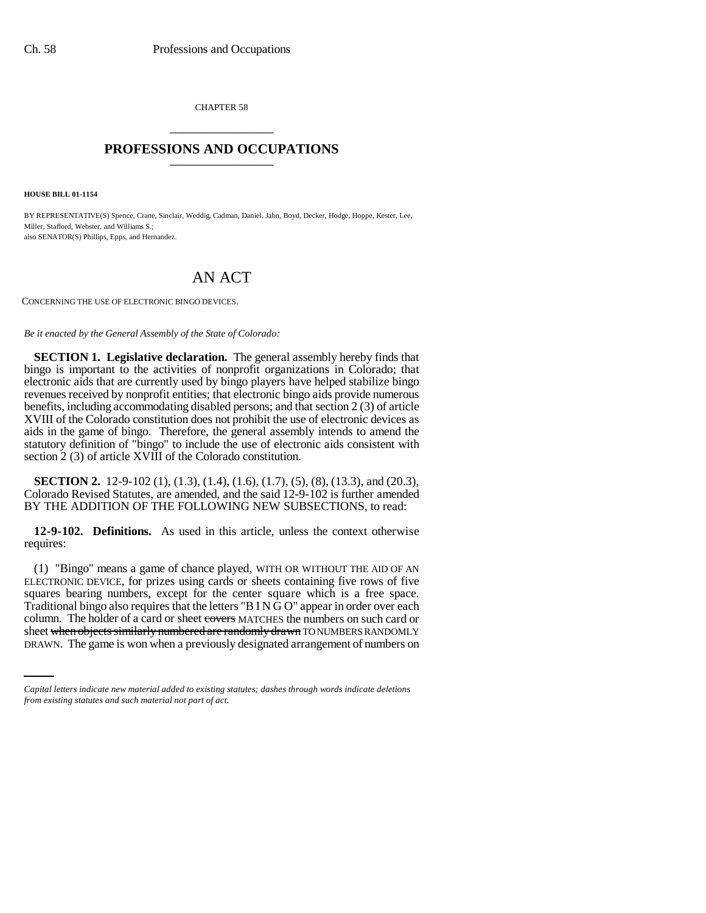CHAPTER 58

# PROFESSIONS AND OCCUPATIONS

**HOUSE BILL 01-1154**

BY REPRESENTATIVE(S) Spence, Crane, Sinclair, Weddig, Cadman, Daniel, Jahn, Boyd, Decker, Hodge, Hoppe, Kester, Lee, Miller, Stafford, Webster, and Williams S.;
also SENATOR(S) Phillips, Epps, and Hernandez.

# AN ACT

CONCERNING THE USE OF ELECTRONIC BINGO DEVICES.

*Be it enacted by the General Assembly of the State of Colorado:*

**SECTION 1. Legislative declaration.** The general assembly hereby finds that bingo is important to the activities of nonprofit organizations in Colorado; that electronic aids that are currently used by bingo players have helped stabilize bingo revenues received by nonprofit entities; that electronic bingo aids provide numerous benefits, including accommodating disabled persons; and that section 2 (3) of article XVIII of the Colorado constitution does not prohibit the use of electronic devices as aids in the game of bingo. Therefore, the general assembly intends to amend the statutory definition of "bingo" to include the use of electronic aids consistent with section 2 (3) of article XVIII of the Colorado constitution.

**SECTION 2.** 12-9-102 (1), (1.3), (1.4), (1.6), (1.7), (5), (8), (13.3), and (20.3), Colorado Revised Statutes, are amended, and the said 12-9-102 is further amended BY THE ADDITION OF THE FOLLOWING NEW SUBSECTIONS, to read:

**12-9-102. Definitions.** As used in this article, unless the context otherwise requires:

(1) "Bingo" means a game of chance played, WITH OR WITHOUT THE AID OF AN ELECTRONIC DEVICE, for prizes using cards or sheets containing five rows of five squares bearing numbers, except for the center square which is a free space. Traditional bingo also requires that the letters "B I N G O" appear in order over each column. The holder of a card or sheet ~~covers~~ MATCHES the numbers on such card or sheet ~~when objects similarly numbered are randomly drawn~~ TO NUMBERS RANDOMLY DRAWN. The game is won when a previously designated arrangement of numbers on

*Capital letters indicate new material added to existing statutes; dashes through words indicate deletions from existing statutes and such material not part of act.*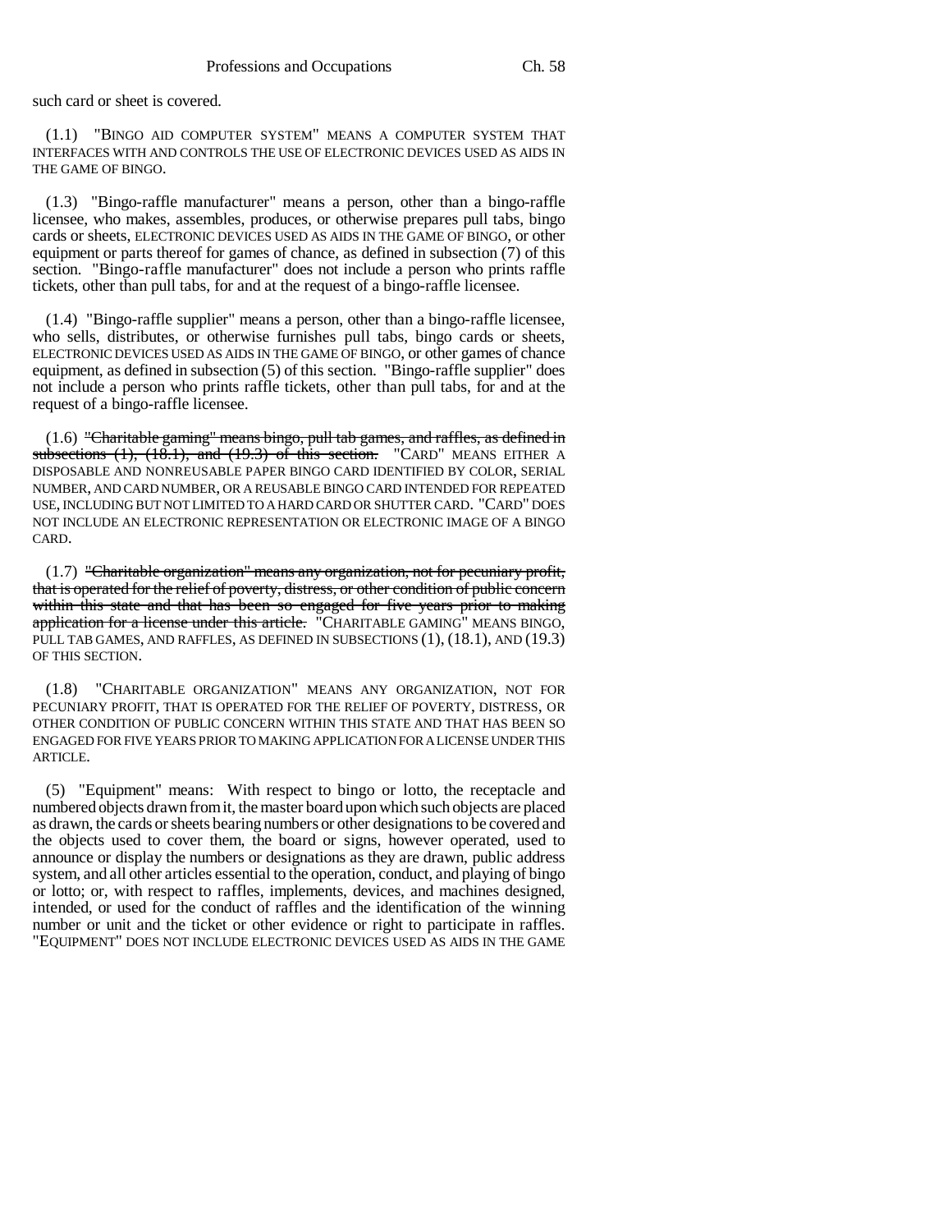such card or sheet is covered.

(1.1) "BINGO AID COMPUTER SYSTEM" MEANS A COMPUTER SYSTEM THAT INTERFACES WITH AND CONTROLS THE USE OF ELECTRONIC DEVICES USED AS AIDS IN THE GAME OF BINGO.

(1.3) "Bingo-raffle manufacturer" means a person, other than a bingo-raffle licensee, who makes, assembles, produces, or otherwise prepares pull tabs, bingo cards or sheets, ELECTRONIC DEVICES USED AS AIDS IN THE GAME OF BINGO, or other equipment or parts thereof for games of chance, as defined in subsection (7) of this section. "Bingo-raffle manufacturer" does not include a person who prints raffle tickets, other than pull tabs, for and at the request of a bingo-raffle licensee.

(1.4) "Bingo-raffle supplier" means a person, other than a bingo-raffle licensee, who sells, distributes, or otherwise furnishes pull tabs, bingo cards or sheets, ELECTRONIC DEVICES USED AS AIDS IN THE GAME OF BINGO, or other games of chance equipment, as defined in subsection (5) of this section. "Bingo-raffle supplier" does not include a person who prints raffle tickets, other than pull tabs, for and at the request of a bingo-raffle licensee.

(1.6) ~~"Charitable gaming" means bingo, pull tab games, and raffles, as defined in subsections (1), (18.1), and (19.3) of this section.~~ "CARD" MEANS EITHER A DISPOSABLE AND NONREUSABLE PAPER BINGO CARD IDENTIFIED BY COLOR, SERIAL NUMBER, AND CARD NUMBER, OR A REUSABLE BINGO CARD INTENDED FOR REPEATED USE, INCLUDING BUT NOT LIMITED TO A HARD CARD OR SHUTTER CARD. "CARD" DOES NOT INCLUDE AN ELECTRONIC REPRESENTATION OR ELECTRONIC IMAGE OF A BINGO CARD.

(1.7) ~~"Charitable organization" means any organization, not for pecuniary profit, that is operated for the relief of poverty, distress, or other condition of public concern within this state and that has been so engaged for five years prior to making application for a license under this article.~~ "CHARITABLE GAMING" MEANS BINGO, PULL TAB GAMES, AND RAFFLES, AS DEFINED IN SUBSECTIONS (1), (18.1), AND (19.3) OF THIS SECTION.

(1.8) "CHARITABLE ORGANIZATION" MEANS ANY ORGANIZATION, NOT FOR PECUNIARY PROFIT, THAT IS OPERATED FOR THE RELIEF OF POVERTY, DISTRESS, OR OTHER CONDITION OF PUBLIC CONCERN WITHIN THIS STATE AND THAT HAS BEEN SO ENGAGED FOR FIVE YEARS PRIOR TO MAKING APPLICATION FOR A LICENSE UNDER THIS ARTICLE.

(5) "Equipment" means: With respect to bingo or lotto, the receptacle and numbered objects drawn from it, the master board upon which such objects are placed as drawn, the cards or sheets bearing numbers or other designations to be covered and the objects used to cover them, the board or signs, however operated, used to announce or display the numbers or designations as they are drawn, public address system, and all other articles essential to the operation, conduct, and playing of bingo or lotto; or, with respect to raffles, implements, devices, and machines designed, intended, or used for the conduct of raffles and the identification of the winning number or unit and the ticket or other evidence or right to participate in raffles. "EQUIPMENT" DOES NOT INCLUDE ELECTRONIC DEVICES USED AS AIDS IN THE GAME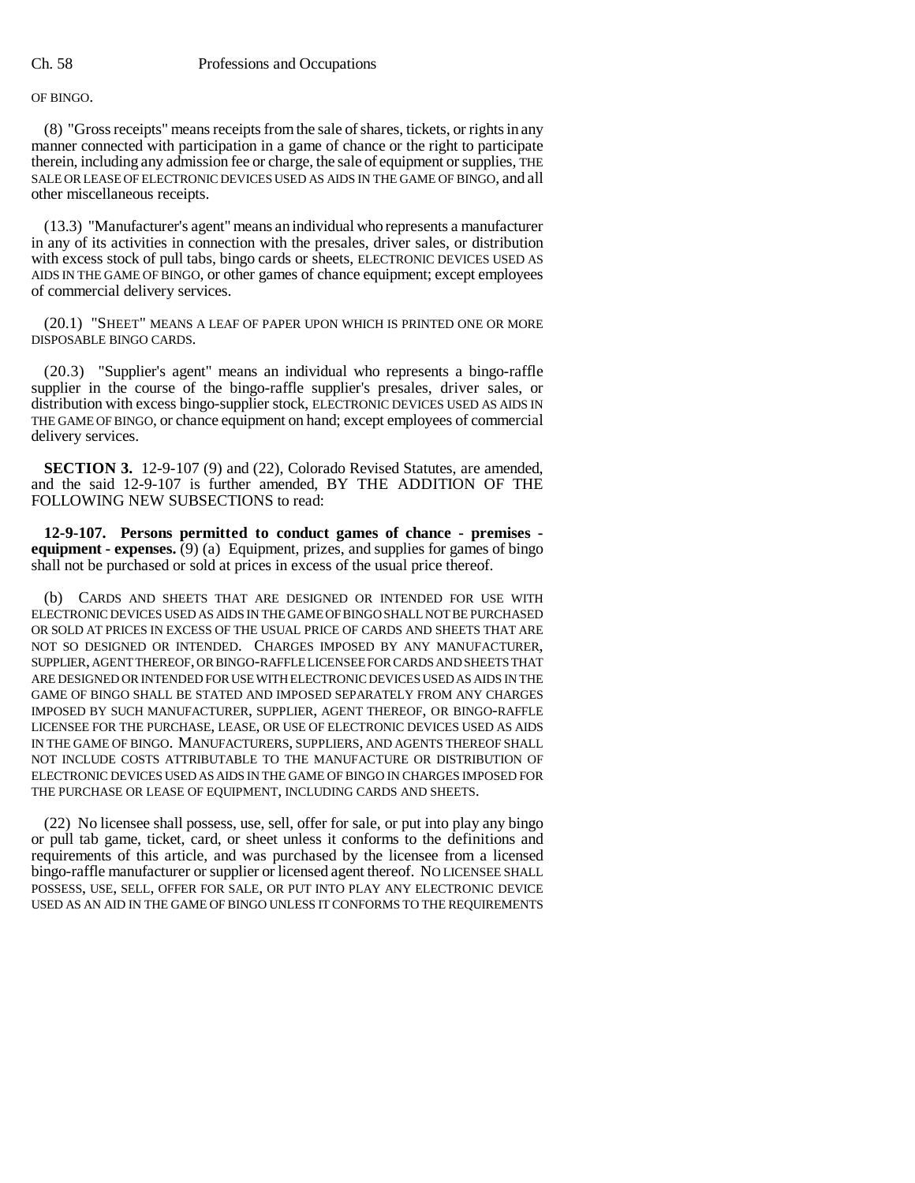OF BINGO.

(8) "Gross receipts" means receipts from the sale of shares, tickets, or rights in any manner connected with participation in a game of chance or the right to participate therein, including any admission fee or charge, the sale of equipment or supplies, THE SALE OR LEASE OF ELECTRONIC DEVICES USED AS AIDS IN THE GAME OF BINGO, and all other miscellaneous receipts.

(13.3) "Manufacturer's agent" means an individual who represents a manufacturer in any of its activities in connection with the presales, driver sales, or distribution with excess stock of pull tabs, bingo cards or sheets, ELECTRONIC DEVICES USED AS AIDS IN THE GAME OF BINGO, or other games of chance equipment; except employees of commercial delivery services.

(20.1) "SHEET" MEANS A LEAF OF PAPER UPON WHICH IS PRINTED ONE OR MORE DISPOSABLE BINGO CARDS.

(20.3) "Supplier's agent" means an individual who represents a bingo-raffle supplier in the course of the bingo-raffle supplier's presales, driver sales, or distribution with excess bingo-supplier stock, ELECTRONIC DEVICES USED AS AIDS IN THE GAME OF BINGO, or chance equipment on hand; except employees of commercial delivery services.

**SECTION 3.** 12-9-107 (9) and (22), Colorado Revised Statutes, are amended, and the said 12-9-107 is further amended, BY THE ADDITION OF THE FOLLOWING NEW SUBSECTIONS to read:

**12-9-107. Persons permitted to conduct games of chance - premises - equipment - expenses.** (9) (a) Equipment, prizes, and supplies for games of bingo shall not be purchased or sold at prices in excess of the usual price thereof.

(b) CARDS AND SHEETS THAT ARE DESIGNED OR INTENDED FOR USE WITH ELECTRONIC DEVICES USED AS AIDS IN THE GAME OF BINGO SHALL NOT BE PURCHASED OR SOLD AT PRICES IN EXCESS OF THE USUAL PRICE OF CARDS AND SHEETS THAT ARE NOT SO DESIGNED OR INTENDED. CHARGES IMPOSED BY ANY MANUFACTURER, SUPPLIER, AGENT THEREOF, OR BINGO-RAFFLE LICENSEE FOR CARDS AND SHEETS THAT ARE DESIGNED OR INTENDED FOR USE WITH ELECTRONIC DEVICES USED AS AIDS IN THE GAME OF BINGO SHALL BE STATED AND IMPOSED SEPARATELY FROM ANY CHARGES IMPOSED BY SUCH MANUFACTURER, SUPPLIER, AGENT THEREOF, OR BINGO-RAFFLE LICENSEE FOR THE PURCHASE, LEASE, OR USE OF ELECTRONIC DEVICES USED AS AIDS IN THE GAME OF BINGO. MANUFACTURERS, SUPPLIERS, AND AGENTS THEREOF SHALL NOT INCLUDE COSTS ATTRIBUTABLE TO THE MANUFACTURE OR DISTRIBUTION OF ELECTRONIC DEVICES USED AS AIDS IN THE GAME OF BINGO IN CHARGES IMPOSED FOR THE PURCHASE OR LEASE OF EQUIPMENT, INCLUDING CARDS AND SHEETS.

(22) No licensee shall possess, use, sell, offer for sale, or put into play any bingo or pull tab game, ticket, card, or sheet unless it conforms to the definitions and requirements of this article, and was purchased by the licensee from a licensed bingo-raffle manufacturer or supplier or licensed agent thereof. NO LICENSEE SHALL POSSESS, USE, SELL, OFFER FOR SALE, OR PUT INTO PLAY ANY ELECTRONIC DEVICE USED AS AN AID IN THE GAME OF BINGO UNLESS IT CONFORMS TO THE REQUIREMENTS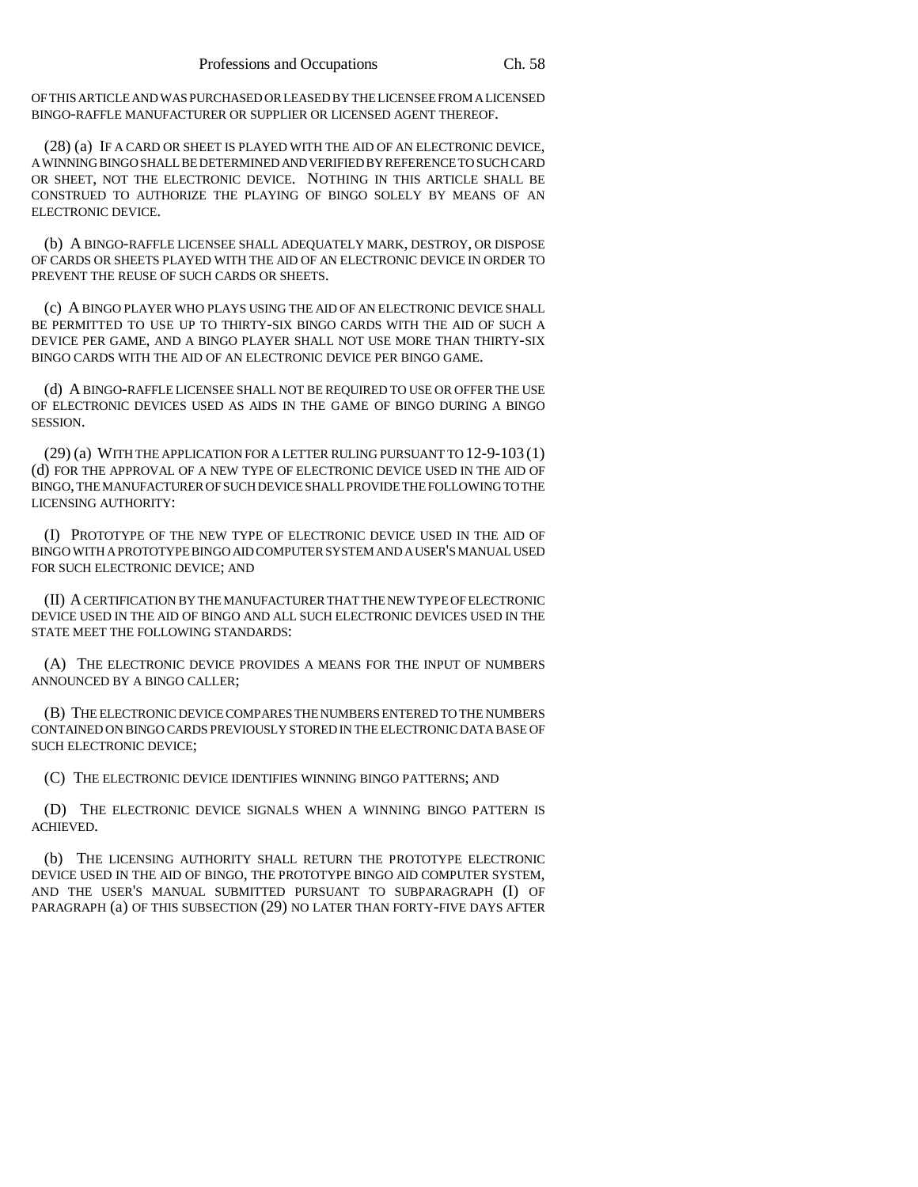OF THIS ARTICLE AND WAS PURCHASED OR LEASED BY THE LICENSEE FROM A LICENSED BINGO-RAFFLE MANUFACTURER OR SUPPLIER OR LICENSED AGENT THEREOF.

(28) (a) IF A CARD OR SHEET IS PLAYED WITH THE AID OF AN ELECTRONIC DEVICE, A WINNING BINGO SHALL BE DETERMINED AND VERIFIED BY REFERENCE TO SUCH CARD OR SHEET, NOT THE ELECTRONIC DEVICE. NOTHING IN THIS ARTICLE SHALL BE CONSTRUED TO AUTHORIZE THE PLAYING OF BINGO SOLELY BY MEANS OF AN ELECTRONIC DEVICE.

(b) A BINGO-RAFFLE LICENSEE SHALL ADEQUATELY MARK, DESTROY, OR DISPOSE OF CARDS OR SHEETS PLAYED WITH THE AID OF AN ELECTRONIC DEVICE IN ORDER TO PREVENT THE REUSE OF SUCH CARDS OR SHEETS.

(c) A BINGO PLAYER WHO PLAYS USING THE AID OF AN ELECTRONIC DEVICE SHALL BE PERMITTED TO USE UP TO THIRTY-SIX BINGO CARDS WITH THE AID OF SUCH A DEVICE PER GAME, AND A BINGO PLAYER SHALL NOT USE MORE THAN THIRTY-SIX BINGO CARDS WITH THE AID OF AN ELECTRONIC DEVICE PER BINGO GAME.

(d) A BINGO-RAFFLE LICENSEE SHALL NOT BE REQUIRED TO USE OR OFFER THE USE OF ELECTRONIC DEVICES USED AS AIDS IN THE GAME OF BINGO DURING A BINGO SESSION.

(29) (a) WITH THE APPLICATION FOR A LETTER RULING PURSUANT TO 12-9-103 (1) (d) FOR THE APPROVAL OF A NEW TYPE OF ELECTRONIC DEVICE USED IN THE AID OF BINGO, THE MANUFACTURER OF SUCH DEVICE SHALL PROVIDE THE FOLLOWING TO THE LICENSING AUTHORITY:

(I) PROTOTYPE OF THE NEW TYPE OF ELECTRONIC DEVICE USED IN THE AID OF BINGO WITH A PROTOTYPE BINGO AID COMPUTER SYSTEM AND A USER'S MANUAL USED FOR SUCH ELECTRONIC DEVICE; AND

(II) A CERTIFICATION BY THE MANUFACTURER THAT THE NEW TYPE OF ELECTRONIC DEVICE USED IN THE AID OF BINGO AND ALL SUCH ELECTRONIC DEVICES USED IN THE STATE MEET THE FOLLOWING STANDARDS:

(A) THE ELECTRONIC DEVICE PROVIDES A MEANS FOR THE INPUT OF NUMBERS ANNOUNCED BY A BINGO CALLER;

(B) THE ELECTRONIC DEVICE COMPARES THE NUMBERS ENTERED TO THE NUMBERS CONTAINED ON BINGO CARDS PREVIOUSLY STORED IN THE ELECTRONIC DATA BASE OF SUCH ELECTRONIC DEVICE;

(C) THE ELECTRONIC DEVICE IDENTIFIES WINNING BINGO PATTERNS; AND

(D) THE ELECTRONIC DEVICE SIGNALS WHEN A WINNING BINGO PATTERN IS ACHIEVED.

(b) THE LICENSING AUTHORITY SHALL RETURN THE PROTOTYPE ELECTRONIC DEVICE USED IN THE AID OF BINGO, THE PROTOTYPE BINGO AID COMPUTER SYSTEM, AND THE USER'S MANUAL SUBMITTED PURSUANT TO SUBPARAGRAPH (I) OF PARAGRAPH (a) OF THIS SUBSECTION (29) NO LATER THAN FORTY-FIVE DAYS AFTER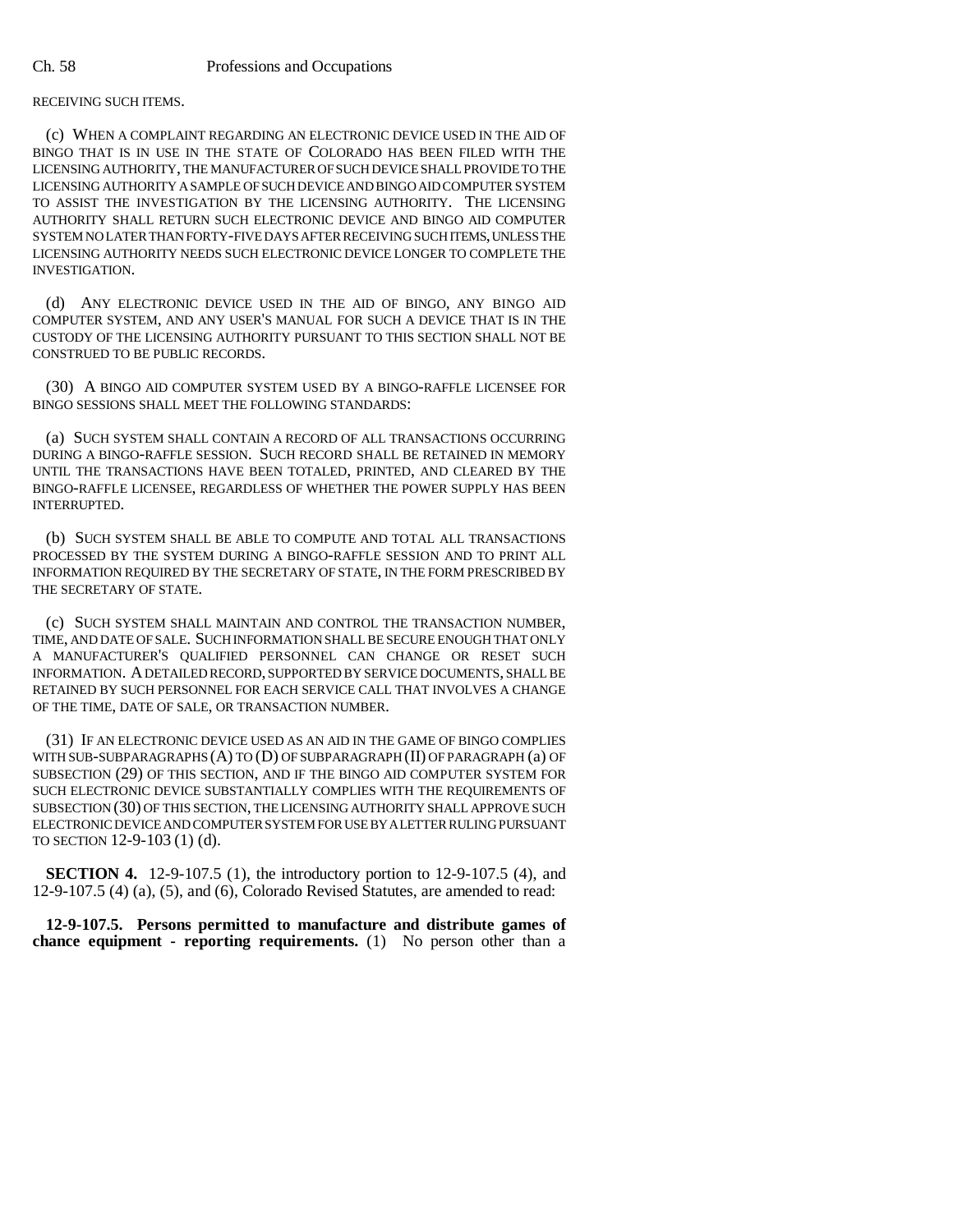RECEIVING SUCH ITEMS.

(c) WHEN A COMPLAINT REGARDING AN ELECTRONIC DEVICE USED IN THE AID OF BINGO THAT IS IN USE IN THE STATE OF COLORADO HAS BEEN FILED WITH THE LICENSING AUTHORITY, THE MANUFACTURER OF SUCH DEVICE SHALL PROVIDE TO THE LICENSING AUTHORITY A SAMPLE OF SUCH DEVICE AND BINGO AID COMPUTER SYSTEM TO ASSIST THE INVESTIGATION BY THE LICENSING AUTHORITY. THE LICENSING AUTHORITY SHALL RETURN SUCH ELECTRONIC DEVICE AND BINGO AID COMPUTER SYSTEM NO LATER THAN FORTY-FIVE DAYS AFTER RECEIVING SUCH ITEMS, UNLESS THE LICENSING AUTHORITY NEEDS SUCH ELECTRONIC DEVICE LONGER TO COMPLETE THE INVESTIGATION.

(d) ANY ELECTRONIC DEVICE USED IN THE AID OF BINGO, ANY BINGO AID COMPUTER SYSTEM, AND ANY USER'S MANUAL FOR SUCH A DEVICE THAT IS IN THE CUSTODY OF THE LICENSING AUTHORITY PURSUANT TO THIS SECTION SHALL NOT BE CONSTRUED TO BE PUBLIC RECORDS.

(30) A BINGO AID COMPUTER SYSTEM USED BY A BINGO-RAFFLE LICENSEE FOR BINGO SESSIONS SHALL MEET THE FOLLOWING STANDARDS:

(a) SUCH SYSTEM SHALL CONTAIN A RECORD OF ALL TRANSACTIONS OCCURRING DURING A BINGO-RAFFLE SESSION. SUCH RECORD SHALL BE RETAINED IN MEMORY UNTIL THE TRANSACTIONS HAVE BEEN TOTALED, PRINTED, AND CLEARED BY THE BINGO-RAFFLE LICENSEE, REGARDLESS OF WHETHER THE POWER SUPPLY HAS BEEN INTERRUPTED.

(b) SUCH SYSTEM SHALL BE ABLE TO COMPUTE AND TOTAL ALL TRANSACTIONS PROCESSED BY THE SYSTEM DURING A BINGO-RAFFLE SESSION AND TO PRINT ALL INFORMATION REQUIRED BY THE SECRETARY OF STATE, IN THE FORM PRESCRIBED BY THE SECRETARY OF STATE.

(c) SUCH SYSTEM SHALL MAINTAIN AND CONTROL THE TRANSACTION NUMBER, TIME, AND DATE OF SALE. SUCH INFORMATION SHALL BE SECURE ENOUGH THAT ONLY A MANUFACTURER'S QUALIFIED PERSONNEL CAN CHANGE OR RESET SUCH INFORMATION. A DETAILED RECORD, SUPPORTED BY SERVICE DOCUMENTS, SHALL BE RETAINED BY SUCH PERSONNEL FOR EACH SERVICE CALL THAT INVOLVES A CHANGE OF THE TIME, DATE OF SALE, OR TRANSACTION NUMBER.

(31) IF AN ELECTRONIC DEVICE USED AS AN AID IN THE GAME OF BINGO COMPLIES WITH SUB-SUBPARAGRAPHS (A) TO (D) OF SUBPARAGRAPH (II) OF PARAGRAPH (a) OF SUBSECTION (29) OF THIS SECTION, AND IF THE BINGO AID COMPUTER SYSTEM FOR SUCH ELECTRONIC DEVICE SUBSTANTIALLY COMPLIES WITH THE REQUIREMENTS OF SUBSECTION (30) OF THIS SECTION, THE LICENSING AUTHORITY SHALL APPROVE SUCH ELECTRONIC DEVICE AND COMPUTER SYSTEM FOR USE BY A LETTER RULING PURSUANT TO SECTION 12-9-103 (1) (d).

**SECTION 4.** 12-9-107.5 (1), the introductory portion to 12-9-107.5 (4), and 12-9-107.5 (4) (a), (5), and (6), Colorado Revised Statutes, are amended to read:

**12-9-107.5. Persons permitted to manufacture and distribute games of chance equipment - reporting requirements.** (1) No person other than a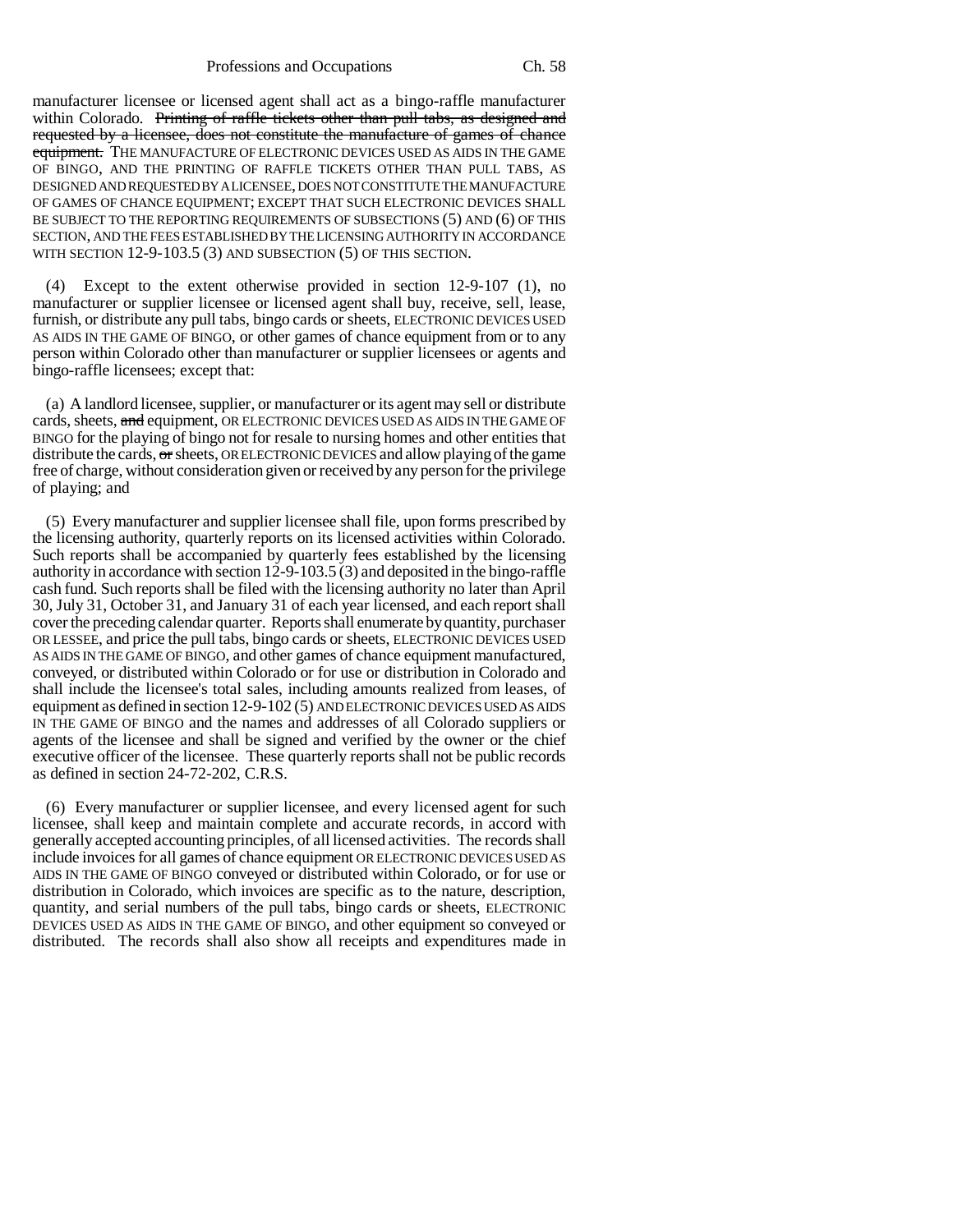manufacturer licensee or licensed agent shall act as a bingo-raffle manufacturer within Colorado. ~~Printing of raffle tickets other than pull tabs, as designed and requested by a licensee, does not constitute the manufacture of games of chance equipment.~~ THE MANUFACTURE OF ELECTRONIC DEVICES USED AS AIDS IN THE GAME OF BINGO, AND THE PRINTING OF RAFFLE TICKETS OTHER THAN PULL TABS, AS DESIGNED AND REQUESTED BY A LICENSEE, DOES NOT CONSTITUTE THE MANUFACTURE OF GAMES OF CHANCE EQUIPMENT; EXCEPT THAT SUCH ELECTRONIC DEVICES SHALL BE SUBJECT TO THE REPORTING REQUIREMENTS OF SUBSECTIONS (5) AND (6) OF THIS SECTION, AND THE FEES ESTABLISHED BY THE LICENSING AUTHORITY IN ACCORDANCE WITH SECTION 12-9-103.5 (3) AND SUBSECTION (5) OF THIS SECTION.

(4) Except to the extent otherwise provided in section 12-9-107 (1), no manufacturer or supplier licensee or licensed agent shall buy, receive, sell, lease, furnish, or distribute any pull tabs, bingo cards or sheets, ELECTRONIC DEVICES USED AS AIDS IN THE GAME OF BINGO, or other games of chance equipment from or to any person within Colorado other than manufacturer or supplier licensees or agents and bingo-raffle licensees; except that:

(a) A landlord licensee, supplier, or manufacturer or its agent may sell or distribute cards, sheets, ~~and~~ equipment, OR ELECTRONIC DEVICES USED AS AIDS IN THE GAME OF BINGO for the playing of bingo not for resale to nursing homes and other entities that distribute the cards, ~~or~~ sheets, OR ELECTRONIC DEVICES and allow playing of the game free of charge, without consideration given or received by any person for the privilege of playing; and

(5) Every manufacturer and supplier licensee shall file, upon forms prescribed by the licensing authority, quarterly reports on its licensed activities within Colorado. Such reports shall be accompanied by quarterly fees established by the licensing authority in accordance with section 12-9-103.5 (3) and deposited in the bingo-raffle cash fund. Such reports shall be filed with the licensing authority no later than April 30, July 31, October 31, and January 31 of each year licensed, and each report shall cover the preceding calendar quarter. Reports shall enumerate by quantity, purchaser OR LESSEE, and price the pull tabs, bingo cards or sheets, ELECTRONIC DEVICES USED AS AIDS IN THE GAME OF BINGO, and other games of chance equipment manufactured, conveyed, or distributed within Colorado or for use or distribution in Colorado and shall include the licensee's total sales, including amounts realized from leases, of equipment as defined in section 12-9-102 (5) AND ELECTRONIC DEVICES USED AS AIDS IN THE GAME OF BINGO and the names and addresses of all Colorado suppliers or agents of the licensee and shall be signed and verified by the owner or the chief executive officer of the licensee. These quarterly reports shall not be public records as defined in section 24-72-202, C.R.S.

(6) Every manufacturer or supplier licensee, and every licensed agent for such licensee, shall keep and maintain complete and accurate records, in accord with generally accepted accounting principles, of all licensed activities. The records shall include invoices for all games of chance equipment OR ELECTRONIC DEVICES USED AS AIDS IN THE GAME OF BINGO conveyed or distributed within Colorado, or for use or distribution in Colorado, which invoices are specific as to the nature, description, quantity, and serial numbers of the pull tabs, bingo cards or sheets, ELECTRONIC DEVICES USED AS AIDS IN THE GAME OF BINGO, and other equipment so conveyed or distributed. The records shall also show all receipts and expenditures made in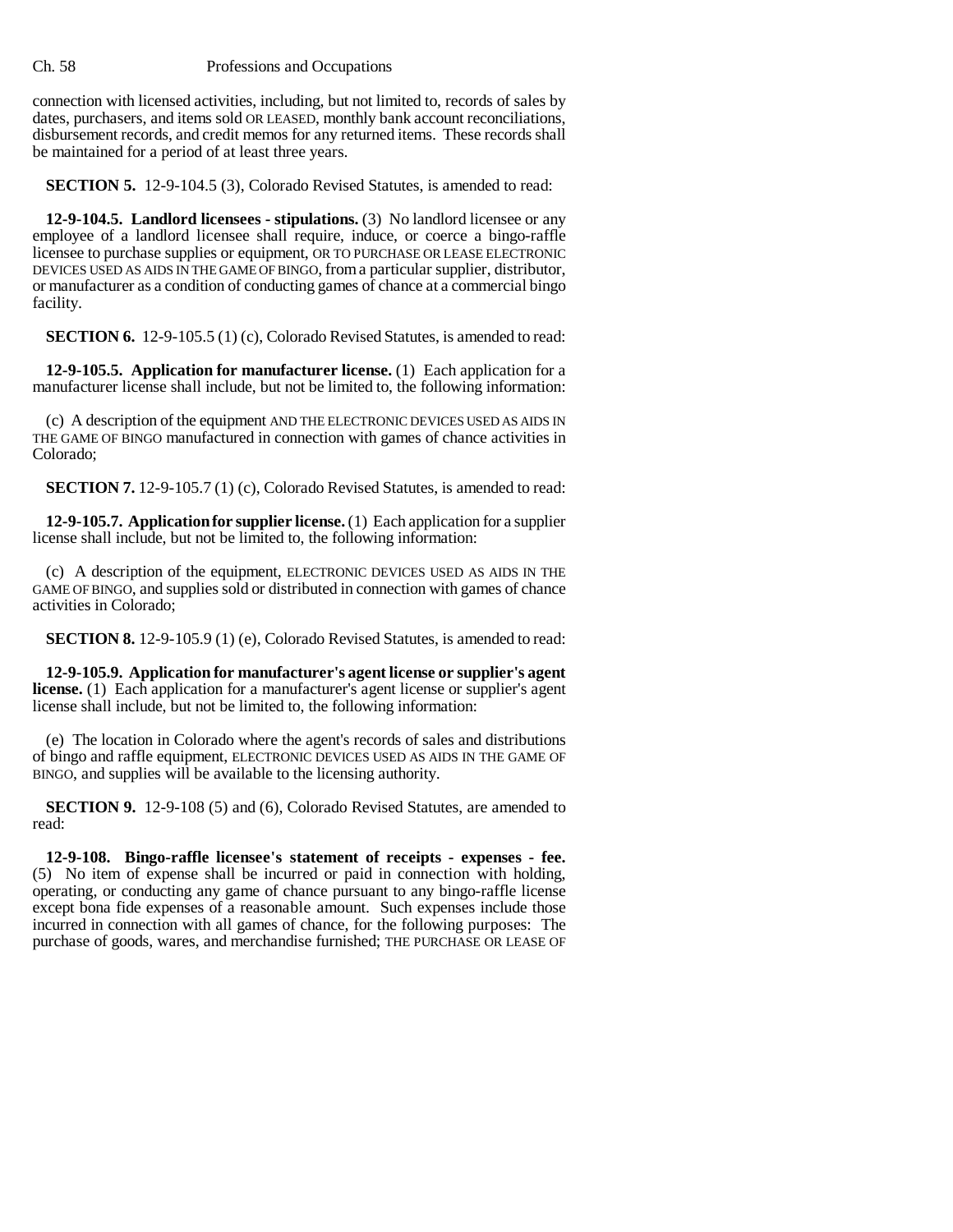connection with licensed activities, including, but not limited to, records of sales by dates, purchasers, and items sold OR LEASED, monthly bank account reconciliations, disbursement records, and credit memos for any returned items. These records shall be maintained for a period of at least three years.

**SECTION 5.** 12-9-104.5 (3), Colorado Revised Statutes, is amended to read:

**12-9-104.5. Landlord licensees - stipulations.** (3) No landlord licensee or any employee of a landlord licensee shall require, induce, or coerce a bingo-raffle licensee to purchase supplies or equipment, OR TO PURCHASE OR LEASE ELECTRONIC DEVICES USED AS AIDS IN THE GAME OF BINGO, from a particular supplier, distributor, or manufacturer as a condition of conducting games of chance at a commercial bingo facility.

**SECTION 6.** 12-9-105.5 (1) (c), Colorado Revised Statutes, is amended to read:

**12-9-105.5. Application for manufacturer license.** (1) Each application for a manufacturer license shall include, but not be limited to, the following information:

(c) A description of the equipment AND THE ELECTRONIC DEVICES USED AS AIDS IN THE GAME OF BINGO manufactured in connection with games of chance activities in Colorado;

**SECTION 7.** 12-9-105.7 (1) (c), Colorado Revised Statutes, is amended to read:

**12-9-105.7. Application for supplier license.** (1) Each application for a supplier license shall include, but not be limited to, the following information:

(c) A description of the equipment, ELECTRONIC DEVICES USED AS AIDS IN THE GAME OF BINGO, and supplies sold or distributed in connection with games of chance activities in Colorado;

**SECTION 8.** 12-9-105.9 (1) (e), Colorado Revised Statutes, is amended to read:

**12-9-105.9. Application for manufacturer's agent license or supplier's agent license.** (1) Each application for a manufacturer's agent license or supplier's agent license shall include, but not be limited to, the following information:

(e) The location in Colorado where the agent's records of sales and distributions of bingo and raffle equipment, ELECTRONIC DEVICES USED AS AIDS IN THE GAME OF BINGO, and supplies will be available to the licensing authority.

**SECTION 9.** 12-9-108 (5) and (6), Colorado Revised Statutes, are amended to read:

**12-9-108. Bingo-raffle licensee's statement of receipts - expenses - fee.** (5) No item of expense shall be incurred or paid in connection with holding, operating, or conducting any game of chance pursuant to any bingo-raffle license except bona fide expenses of a reasonable amount. Such expenses include those incurred in connection with all games of chance, for the following purposes: The purchase of goods, wares, and merchandise furnished; THE PURCHASE OR LEASE OF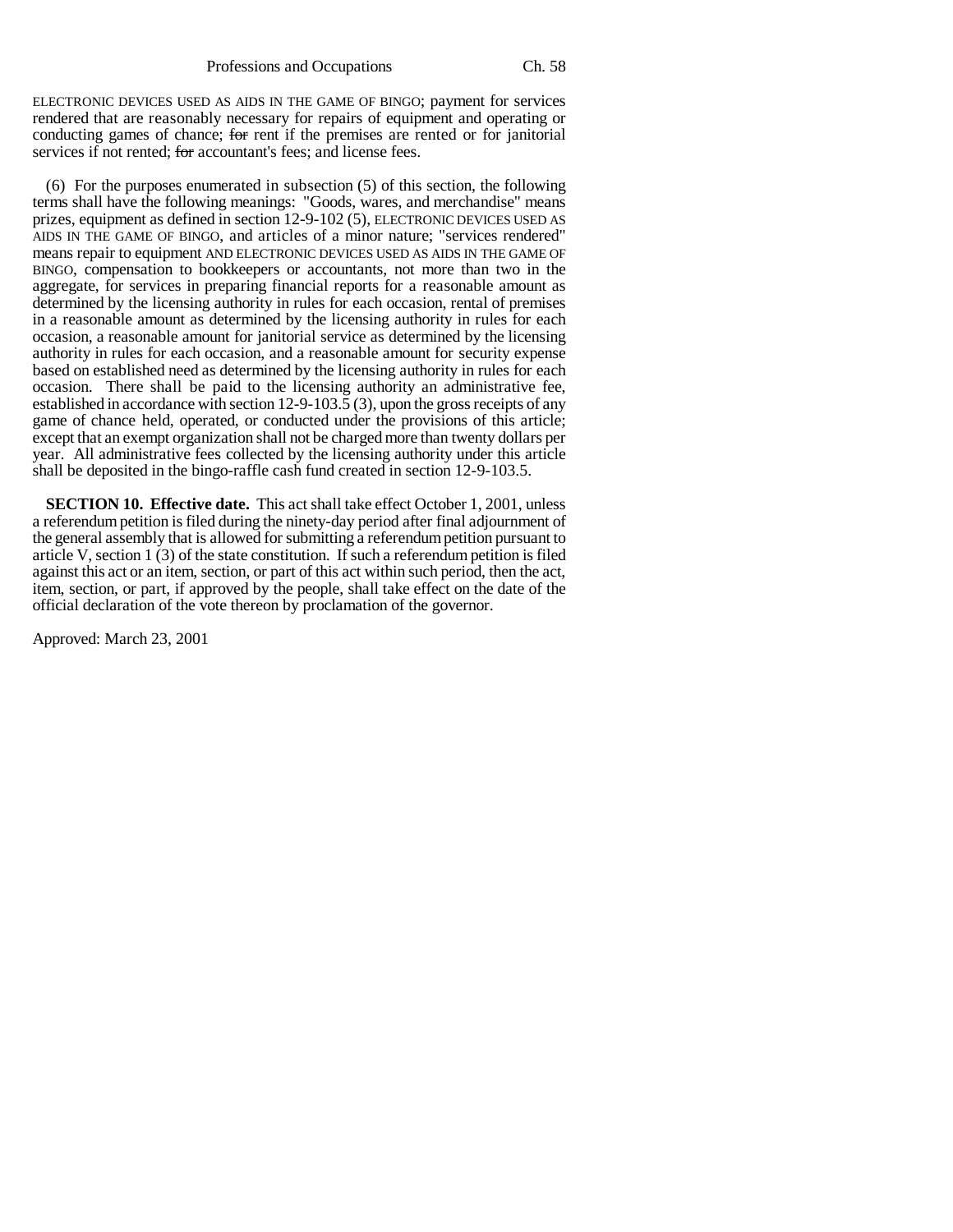ELECTRONIC DEVICES USED AS AIDS IN THE GAME OF BINGO; payment for services rendered that are reasonably necessary for repairs of equipment and operating or conducting games of chance; ~~for~~ rent if the premises are rented or for janitorial services if not rented; ~~for~~ accountant's fees; and license fees.

(6) For the purposes enumerated in subsection (5) of this section, the following terms shall have the following meanings: "Goods, wares, and merchandise" means prizes, equipment as defined in section 12-9-102 (5), ELECTRONIC DEVICES USED AS AIDS IN THE GAME OF BINGO, and articles of a minor nature; "services rendered" means repair to equipment AND ELECTRONIC DEVICES USED AS AIDS IN THE GAME OF BINGO, compensation to bookkeepers or accountants, not more than two in the aggregate, for services in preparing financial reports for a reasonable amount as determined by the licensing authority in rules for each occasion, rental of premises in a reasonable amount as determined by the licensing authority in rules for each occasion, a reasonable amount for janitorial service as determined by the licensing authority in rules for each occasion, and a reasonable amount for security expense based on established need as determined by the licensing authority in rules for each occasion. There shall be paid to the licensing authority an administrative fee, established in accordance with section 12-9-103.5 (3), upon the gross receipts of any game of chance held, operated, or conducted under the provisions of this article; except that an exempt organization shall not be charged more than twenty dollars per year. All administrative fees collected by the licensing authority under this article shall be deposited in the bingo-raffle cash fund created in section 12-9-103.5.

**SECTION 10. Effective date.** This act shall take effect October 1, 2001, unless a referendum petition is filed during the ninety-day period after final adjournment of the general assembly that is allowed for submitting a referendum petition pursuant to article V, section 1 (3) of the state constitution. If such a referendum petition is filed against this act or an item, section, or part of this act within such period, then the act, item, section, or part, if approved by the people, shall take effect on the date of the official declaration of the vote thereon by proclamation of the governor.

Approved: March 23, 2001